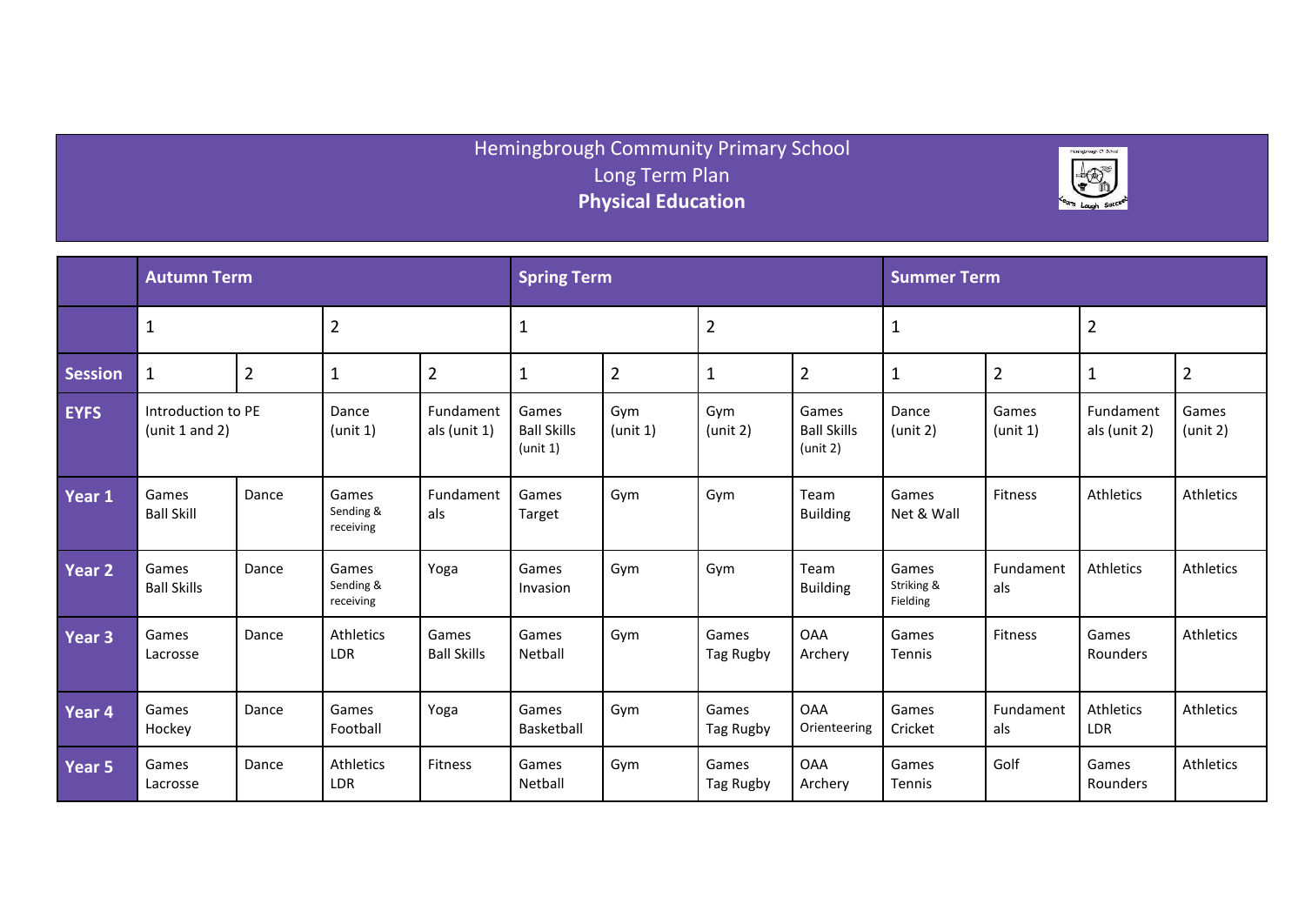# Hemingbrough Community Primary School

## Long Term Plan

## **Physical Education**

| | **Autumn Term** | | | | **Spring Term** | | | | **Summer Term** | | | |
|---|---|---|---|---|---|---|---|---|---|---|---|---|
| | 1 | | 2 | | 1 | | 2 | | 1 | | 2 | |
| **Session** | 1 | 2 | 1 | 2 | 1 | 2 | 1 | 2 | 1 | 2 | 1 | 2 |
| **EYFS** | Introduction to PE (unit 1 and 2) | | Dance (unit 1) | Fundamentals (unit 1) | Games Ball Skills (unit 1) | Gym (unit 1) | Gym (unit 2) | Games Ball Skills (unit 2) | Dance (unit 2) | Games (unit 1) | Fundamentals (unit 2) | Games (unit 2) |
| **Year 1** | Games Ball Skill | Dance | Games Sending & receiving | Fundamentals | Games Target | Gym | Gym | Team Building | Games Net & Wall | Fitness | Athletics | Athletics |
| **Year 2** | Games Ball Skills | Dance | Games Sending & receiving | Yoga | Games Invasion | Gym | Gym | Team Building | Games Striking & Fielding | Fundamentals | Athletics | Athletics |
| **Year 3** | Games Lacrosse | Dance | Athletics LDR | Games Ball Skills | Games Netball | Gym | Games Tag Rugby | OAA Archery | Games Tennis | Fitness | Games Rounders | Athletics |
| **Year 4** | Games Hockey | Dance | Games Football | Yoga | Games Basketball | Gym | Games Tag Rugby | OAA Orienteering | Games Cricket | Fundamentals | Athletics LDR | Athletics |
| **Year 5** | Games Lacrosse | Dance | Athletics LDR | Fitness | Games Netball | Gym | Games Tag Rugby | OAA Archery | Games Tennis | Golf | Games Rounders | Athletics |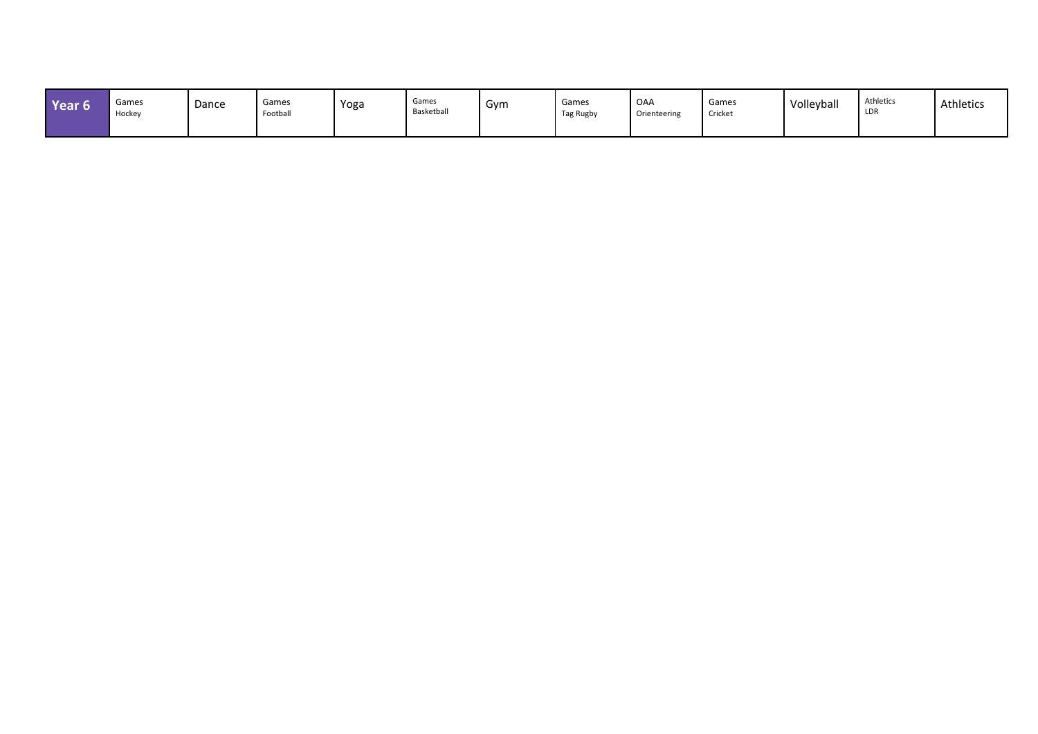| | | | | | | | | | | | | |
|---|---|---|---|---|---|---|---|---|---|---|---|---|
| **Year 6** | Games Hockey | Dance | Games Football | Yoga | Games Basketball | Gym | Games Tag Rugby | OAA Orienteering | Games Cricket | Volleyball | Athletics LDR | Athletics |